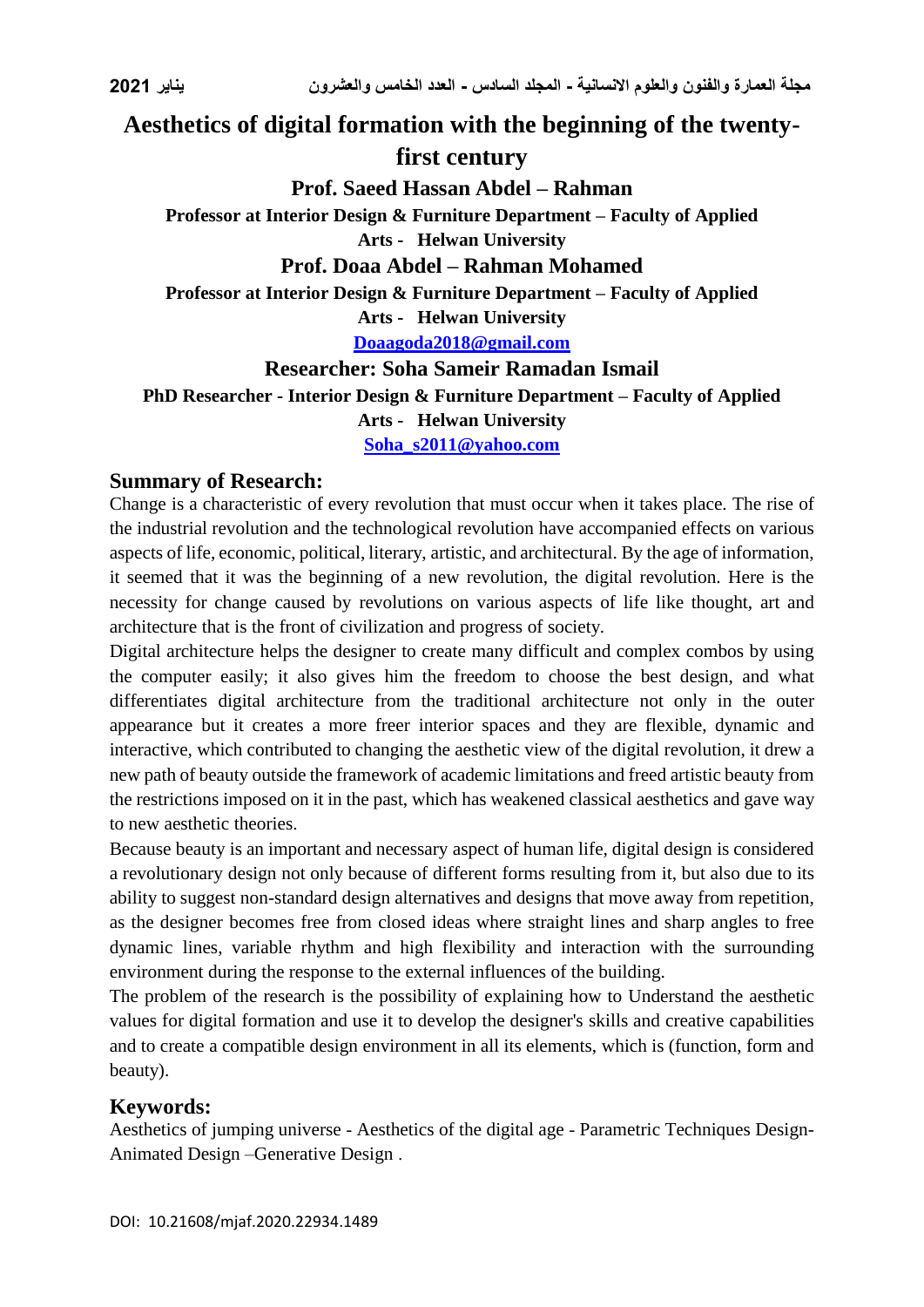# Aesthetics of digital formation with the beginning of the twenty-first century

**Prof. Saeed Hassan Abdel – Rahman**

**Professor at Interior Design & Furniture Department – Faculty of Applied Arts - Helwan University**

**Prof. Doaa Abdel – Rahman Mohamed**

**Professor at Interior Design & Furniture Department – Faculty of Applied Arts - Helwan University**

**Doaagoda2018@gmail.com**

**Researcher: Soha Sameir Ramadan Ismail**

**PhD Researcher - Interior Design & Furniture Department – Faculty of Applied Arts - Helwan University**

**Soha_s2011@yahoo.com**

## Summary of Research:

Change is a characteristic of every revolution that must occur when it takes place. The rise of the industrial revolution and the technological revolution have accompanied effects on various aspects of life, economic, political, literary, artistic, and architectural. By the age of information, it seemed that it was the beginning of a new revolution, the digital revolution. Here is the necessity for change caused by revolutions on various aspects of life like thought, art and architecture that is the front of civilization and progress of society.

Digital architecture helps the designer to create many difficult and complex combos by using the computer easily; it also gives him the freedom to choose the best design, and what differentiates digital architecture from the traditional architecture not only in the outer appearance but it creates a more freer interior spaces and they are flexible, dynamic and interactive, which contributed to changing the aesthetic view of the digital revolution, it drew a new path of beauty outside the framework of academic limitations and freed artistic beauty from the restrictions imposed on it in the past, which has weakened classical aesthetics and gave way to new aesthetic theories.

Because beauty is an important and necessary aspect of human life, digital design is considered a revolutionary design not only because of different forms resulting from it, but also due to its ability to suggest non-standard design alternatives and designs that move away from repetition, as the designer becomes free from closed ideas where straight lines and sharp angles to free dynamic lines, variable rhythm and high flexibility and interaction with the surrounding environment during the response to the external influences of the building.

The problem of the research is the possibility of explaining how to Understand the aesthetic values for digital formation and use it to develop the designer's skills and creative capabilities and to create a compatible design environment in all its elements, which is (function, form and beauty).

## Keywords:

Aesthetics of jumping universe - Aesthetics of the digital age - Parametric Techniques Design- Animated Design –Generative Design .

DOI: 10.21608/mjaf.2020.22934.1489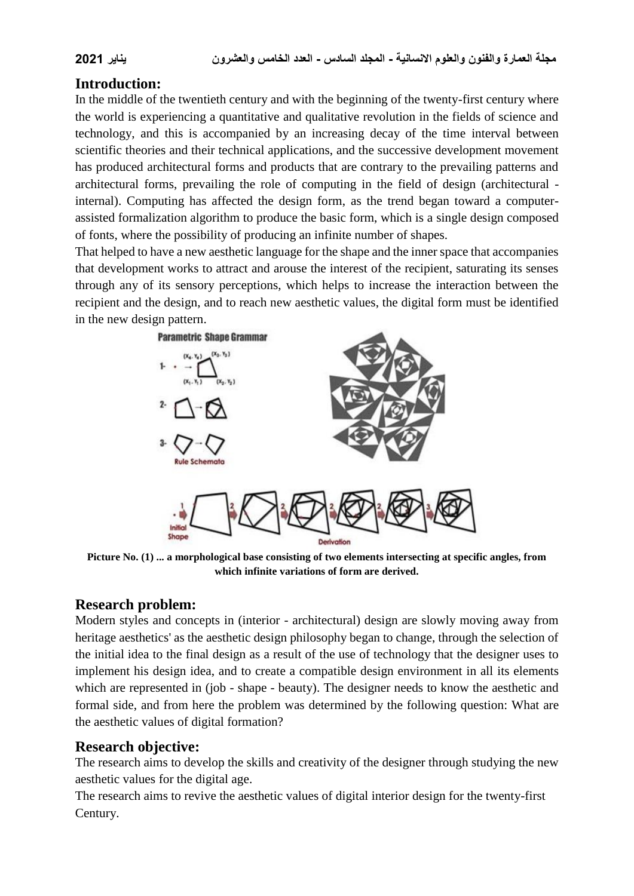## Introduction:

In the middle of the twentieth century and with the beginning of the twenty-first century where the world is experiencing a quantitative and qualitative revolution in the fields of science and technology, and this is accompanied by an increasing decay of the time interval between scientific theories and their technical applications, and the successive development movement has produced architectural forms and products that are contrary to the prevailing patterns and architectural forms, prevailing the role of computing in the field of design (architectural - internal). Computing has affected the design form, as the trend began toward a computer-assisted formalization algorithm to produce the basic form, which is a single design composed of fonts, where the possibility of producing an infinite number of shapes.

That helped to have a new aesthetic language for the shape and the inner space that accompanies that development works to attract and arouse the interest of the recipient, saturating its senses through any of its sensory perceptions, which helps to increase the interaction between the recipient and the design, and to reach new aesthetic values, the digital form must be identified in the new design pattern.

**Picture No. (1) ... a morphological base consisting of two elements intersecting at specific angles, from which infinite variations of form are derived.**

## Research problem:

Modern styles and concepts in (interior - architectural) design are slowly moving away from heritage aesthetics' as the aesthetic design philosophy began to change, through the selection of the initial idea to the final design as a result of the use of technology that the designer uses to implement his design idea, and to create a compatible design environment in all its elements which are represented in (job - shape - beauty). The designer needs to know the aesthetic and formal side, and from here the problem was determined by the following question: What are the aesthetic values of digital formation?

## Research objective:

The research aims to develop the skills and creativity of the designer through studying the new aesthetic values for the digital age.

The research aims to revive the aesthetic values of digital interior design for the twenty-first Century.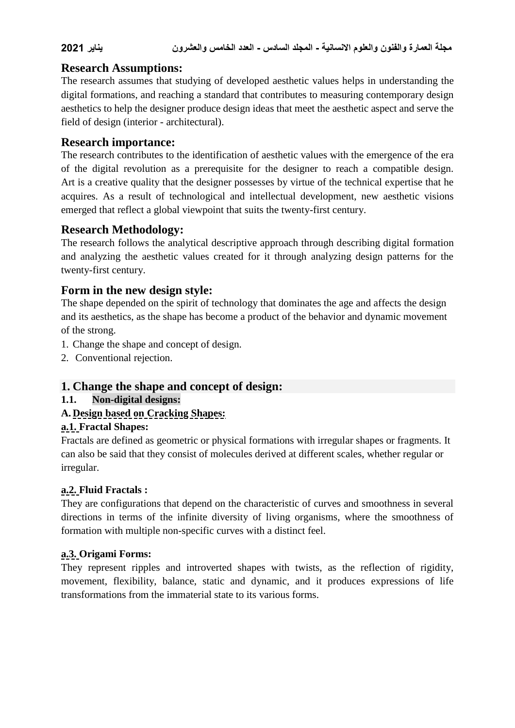## Research Assumptions:

The research assumes that studying of developed aesthetic values helps in understanding the digital formations, and reaching a standard that contributes to measuring contemporary design aesthetics to help the designer produce design ideas that meet the aesthetic aspect and serve the field of design (interior - architectural).

## Research importance:

The research contributes to the identification of aesthetic values with the emergence of the era of the digital revolution as a prerequisite for the designer to reach a compatible design. Art is a creative quality that the designer possesses by virtue of the technical expertise that he acquires. As a result of technological and intellectual development, new aesthetic visions emerged that reflect a global viewpoint that suits the twenty-first century.

## Research Methodology:

The research follows the analytical descriptive approach through describing digital formation and analyzing the aesthetic values created for it through analyzing design patterns for the twenty-first century.

## Form in the new design style:

The shape depended on the spirit of technology that dominates the age and affects the design and its aesthetics, as the shape has become a product of the behavior and dynamic movement of the strong.

1. Change the shape and concept of design.
2. Conventional rejection.

## 1. Change the shape and concept of design:

### 1.1. Non-digital designs:

#### A. Design based on Cracking Shapes:

**a.1. Fractal Shapes:**

Fractals are defined as geometric or physical formations with irregular shapes or fragments. It can also be said that they consist of molecules derived at different scales, whether regular or irregular.

**a.2. Fluid Fractals :**

They are configurations that depend on the characteristic of curves and smoothness in several directions in terms of the infinite diversity of living organisms, where the smoothness of formation with multiple non-specific curves with a distinct feel.

**a.3. Origami Forms:**

They represent ripples and introverted shapes with twists, as the reflection of rigidity, movement, flexibility, balance, static and dynamic, and it produces expressions of life transformations from the immaterial state to its various forms.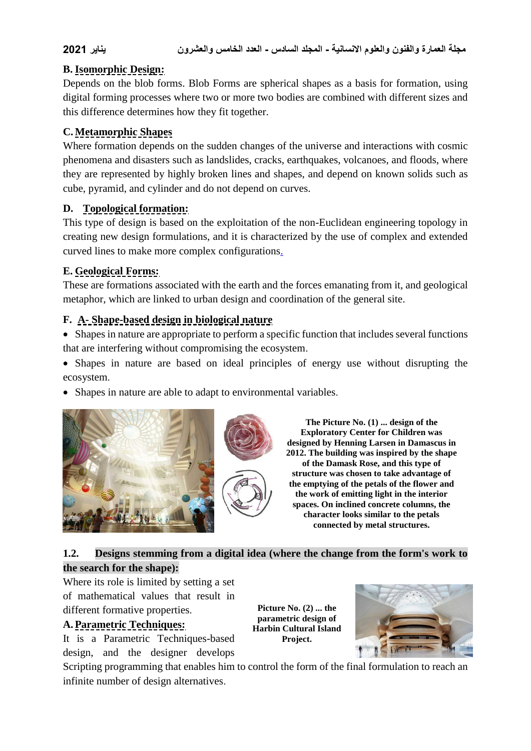**B. Isomorphic Design:**

Depends on the blob forms. Blob Forms are spherical shapes as a basis for formation, using digital forming processes where two or more two bodies are combined with different sizes and this difference determines how they fit together.

**C. Metamorphic Shapes**

Where formation depends on the sudden changes of the universe and interactions with cosmic phenomena and disasters such as landslides, cracks, earthquakes, volcanoes, and floods, where they are represented by highly broken lines and shapes, and depend on known solids such as cube, pyramid, and cylinder and do not depend on curves.

**D. Topological formation:**

This type of design is based on the exploitation of the non-Euclidean engineering topology in creating new design formulations, and it is characterized by the use of complex and extended curved lines to make more complex configurations.

**E. Geological Forms:**

These are formations associated with the earth and the forces emanating from it, and geological metaphor, which are linked to urban design and coordination of the general site.

**F. A- Shape-based design in biological nature**

- Shapes in nature are appropriate to perform a specific function that includes several functions that are interfering without compromising the ecosystem.
- Shapes in nature are based on ideal principles of energy use without disrupting the ecosystem.
- Shapes in nature are able to adapt to environmental variables.

**The Picture No. (1) ... design of the Exploratory Center for Children was designed by Henning Larsen in Damascus in 2012. The building was inspired by the shape of the Damask Rose, and this type of structure was chosen to take advantage of the emptying of the petals of the flower and the work of emitting light in the interior spaces. On inclined concrete columns, the character looks similar to the petals connected by metal structures.**

**1.2. Designs stemming from a digital idea (where the change from the form's work to the search for the shape):**

Where its role is limited by setting a set of mathematical values that result in different formative properties.

**A. Parametric Techniques:**

It is a Parametric Techniques-based design, and the designer develops Scripting programming that enables him to control the form of the final formulation to reach an infinite number of design alternatives.

**Picture No. (2) ... the parametric design of Harbin Cultural Island Project.**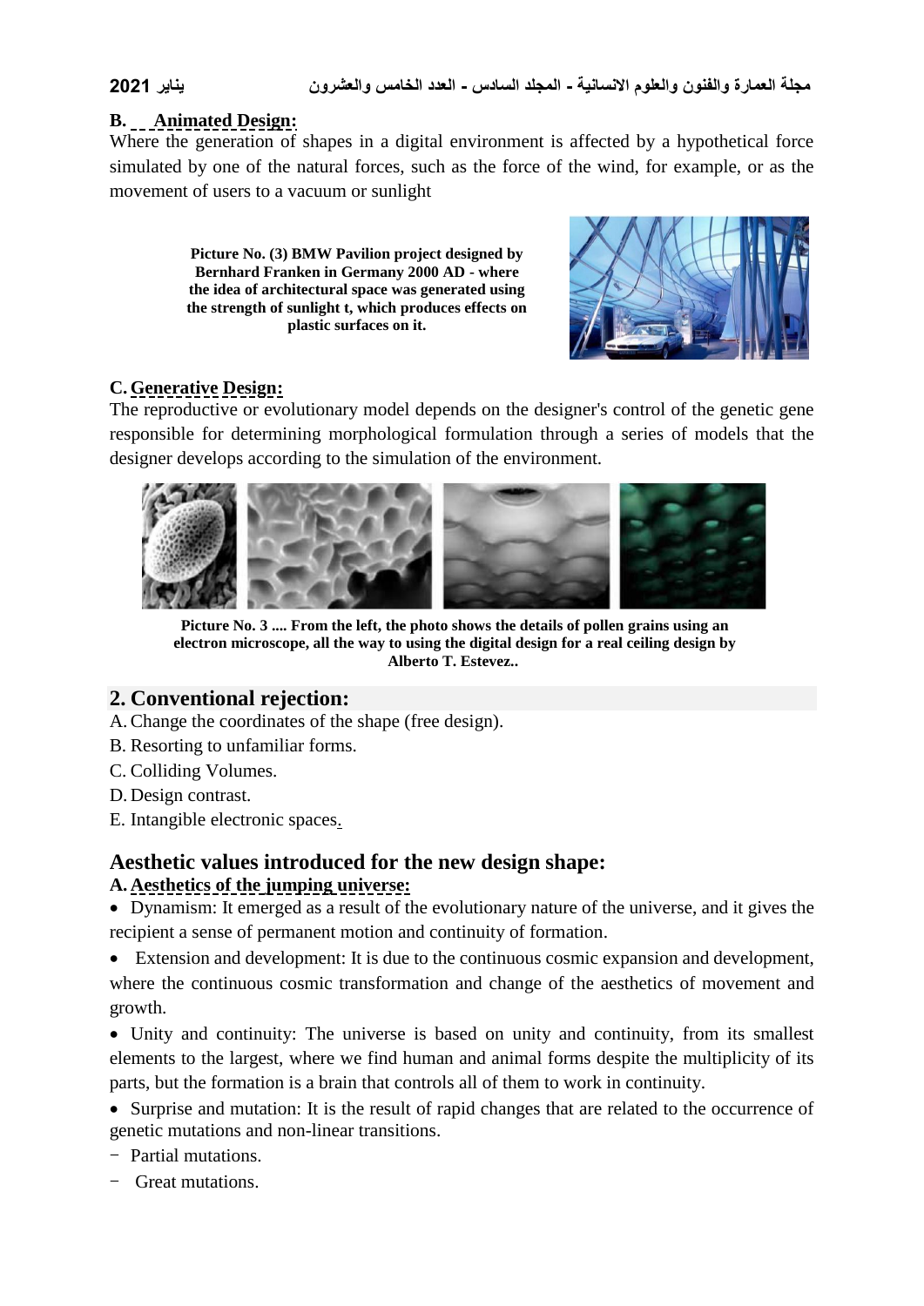**B. Animated Design:**

Where the generation of shapes in a digital environment is affected by a hypothetical force simulated by one of the natural forces, such as the force of the wind, for example, or as the movement of users to a vacuum or sunlight

**Picture No. (3) BMW Pavilion project designed by Bernhard Franken in Germany 2000 AD - where the idea of architectural space was generated using the strength of sunlight t, which produces effects on plastic surfaces on it.**

**C. Generative Design:**

The reproductive or evolutionary model depends on the designer's control of the genetic gene responsible for determining morphological formulation through a series of models that the designer develops according to the simulation of the environment.

**Picture No. 3 .... From the left, the photo shows the details of pollen grains using an electron microscope, all the way to using the digital design for a real ceiling design by Alberto T. Estevez..**

## 2. Conventional rejection:

A. Change the coordinates of the shape (free design).

B. Resorting to unfamiliar forms.

C. Colliding Volumes.

D. Design contrast.

E. Intangible electronic spaces.

## Aesthetic values introduced for the new design shape:

**A. Aesthetics of the jumping universe:**

- Dynamism: It emerged as a result of the evolutionary nature of the universe, and it gives the recipient a sense of permanent motion and continuity of formation.
- Extension and development: It is due to the continuous cosmic expansion and development, where the continuous cosmic transformation and change of the aesthetics of movement and growth.
- Unity and continuity: The universe is based on unity and continuity, from its smallest elements to the largest, where we find human and animal forms despite the multiplicity of its parts, but the formation is a brain that controls all of them to work in continuity.
- Surprise and mutation: It is the result of rapid changes that are related to the occurrence of genetic mutations and non-linear transitions.
  - Partial mutations.
  - Great mutations.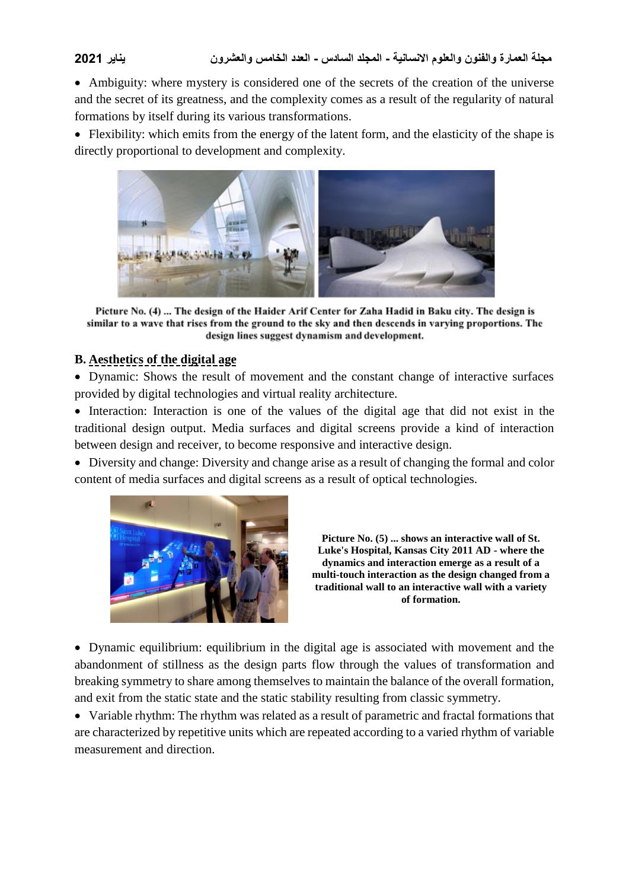- Ambiguity: where mystery is considered one of the secrets of the creation of the universe and the secret of its greatness, and the complexity comes as a result of the regularity of natural formations by itself during its various transformations.
- Flexibility: which emits from the energy of the latent form, and the elasticity of the shape is directly proportional to development and complexity.

**Picture No. (4) ... The design of the Haider Arif Center for Zaha Hadid in Baku city. The design is similar to a wave that rises from the ground to the sky and then descends in varying proportions. The design lines suggest dynamism and development.**

### B. Aesthetics of the digital age

- Dynamic: Shows the result of movement and the constant change of interactive surfaces provided by digital technologies and virtual reality architecture.
- Interaction: Interaction is one of the values of the digital age that did not exist in the traditional design output. Media surfaces and digital screens provide a kind of interaction between design and receiver, to become responsive and interactive design.
- Diversity and change: Diversity and change arise as a result of changing the formal and color content of media surfaces and digital screens as a result of optical technologies.

**Picture No. (5) ... shows an interactive wall of St. Luke's Hospital, Kansas City 2011 AD - where the dynamics and interaction emerge as a result of a multi-touch interaction as the design changed from a traditional wall to an interactive wall with a variety of formation.**

- Dynamic equilibrium: equilibrium in the digital age is associated with movement and the abandonment of stillness as the design parts flow through the values of transformation and breaking symmetry to share among themselves to maintain the balance of the overall formation, and exit from the static state and the static stability resulting from classic symmetry.
- Variable rhythm: The rhythm was related as a result of parametric and fractal formations that are characterized by repetitive units which are repeated according to a varied rhythm of variable measurement and direction.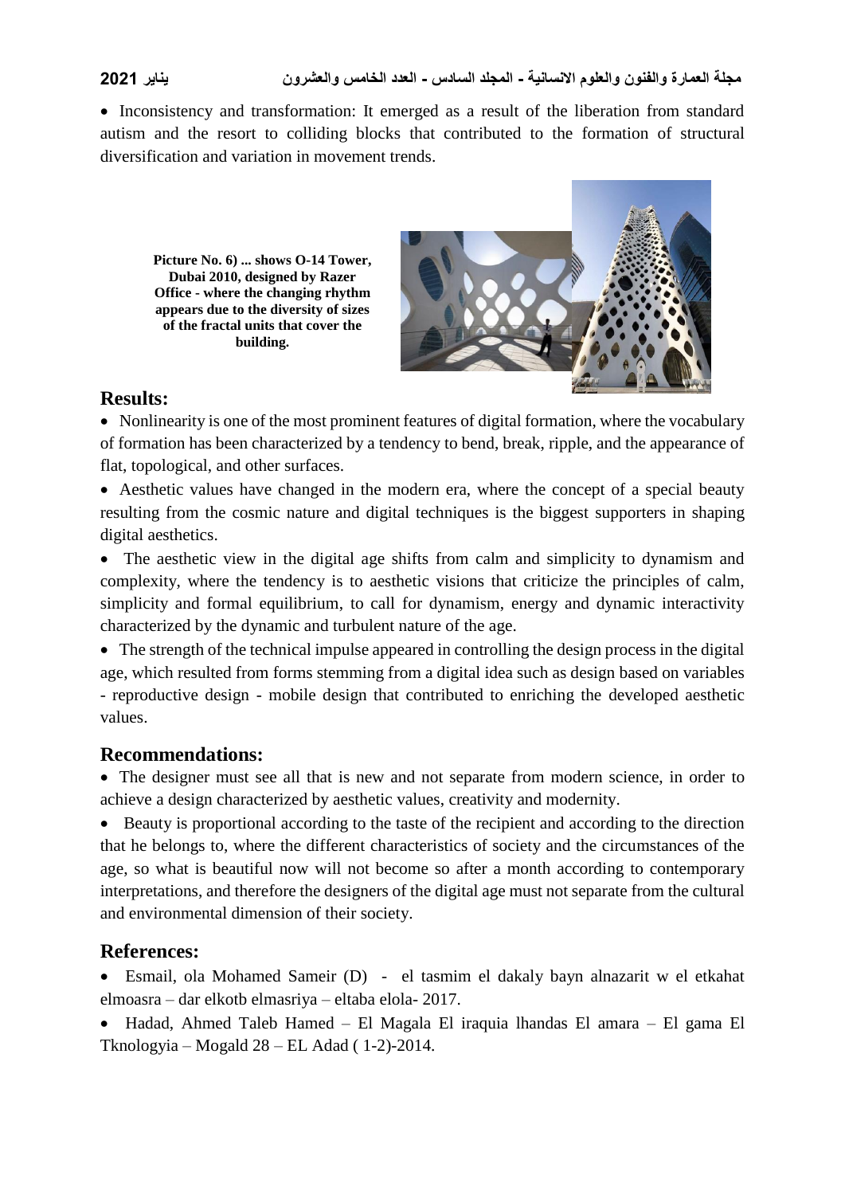- Inconsistency and transformation: It emerged as a result of the liberation from standard autism and the resort to colliding blocks that contributed to the formation of structural diversification and variation in movement trends.

**Picture No. 6) ... shows O-14 Tower, Dubai 2010, designed by Razer Office - where the changing rhythm appears due to the diversity of sizes of the fractal units that cover the building.**

## Results:

- Nonlinearity is one of the most prominent features of digital formation, where the vocabulary of formation has been characterized by a tendency to bend, break, ripple, and the appearance of flat, topological, and other surfaces.
- Aesthetic values have changed in the modern era, where the concept of a special beauty resulting from the cosmic nature and digital techniques is the biggest supporters in shaping digital aesthetics.
- The aesthetic view in the digital age shifts from calm and simplicity to dynamism and complexity, where the tendency is to aesthetic visions that criticize the principles of calm, simplicity and formal equilibrium, to call for dynamism, energy and dynamic interactivity characterized by the dynamic and turbulent nature of the age.
- The strength of the technical impulse appeared in controlling the design process in the digital age, which resulted from forms stemming from a digital idea such as design based on variables - reproductive design - mobile design that contributed to enriching the developed aesthetic values.

## Recommendations:

- The designer must see all that is new and not separate from modern science, in order to achieve a design characterized by aesthetic values, creativity and modernity.
- Beauty is proportional according to the taste of the recipient and according to the direction that he belongs to, where the different characteristics of society and the circumstances of the age, so what is beautiful now will not become so after a month according to contemporary interpretations, and therefore the designers of the digital age must not separate from the cultural and environmental dimension of their society.

## References:

- Esmail, ola Mohamed Sameir (D) - el tasmim el dakaly bayn alnazarit w el etkahat elmoasra – dar elkotb elmasriya – eltaba elola- 2017.
- Hadad, Ahmed Taleb Hamed – El Magala El iraquia lhandas El amara – El gama El Tknologyia – Mogald 28 – EL Adad ( 1-2)-2014.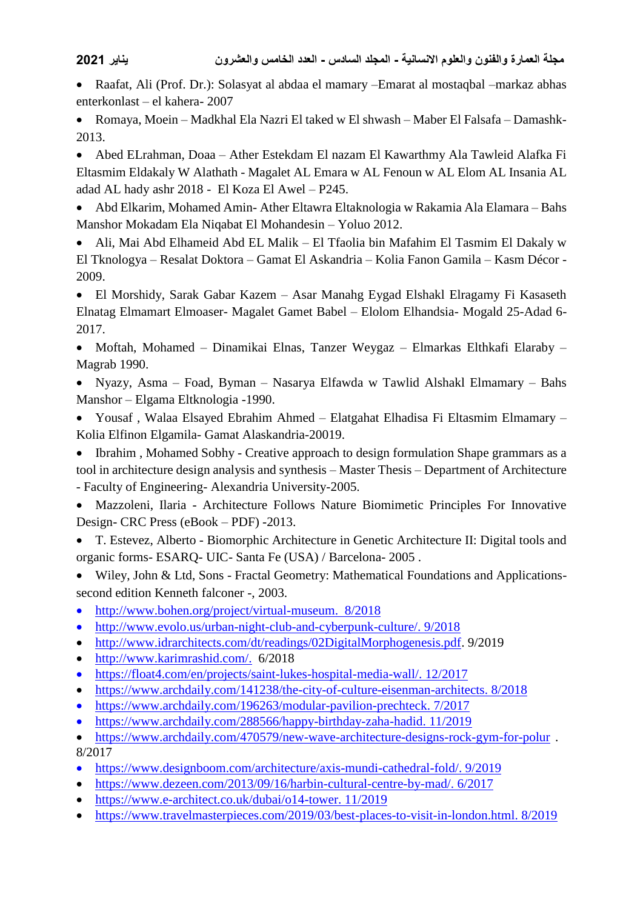- Raafat, Ali (Prof. Dr.): Solasyat al abdaa el mamary –Emarat al mostaqbal –markaz abhas enterkonlast – el kahera- 2007
- Romaya, Moein – Madkhal Ela Nazri El taked w El shwash – Maber El Falsafa – Damashk- 2013.
- Abed ELrahman, Doaa – Ather Estekdam El nazam El Kawarthmy Ala Tawleid Alafka Fi Eltasmim Eldakaly W Alathath - Magalet AL Emara w AL Fenoun w AL Elom AL Insania AL adad AL hady ashr 2018 - El Koza El Awel – P245.
- Abd Elkarim, Mohamed Amin- Ather Eltawra Eltaknologia w Rakamia Ala Elamara – Bahs Manshor Mokadam Ela Niqabat El Mohandesin – Yoluo 2012.
- Ali, Mai Abd Elhameid Abd EL Malik – El Tfaolia bin Mafahim El Tasmim El Dakaly w El Tknologya – Resalat Doktora – Gamat El Askandria – Kolia Fanon Gamila – Kasm Décor - 2009.
- El Morshidy, Sarak Gabar Kazem – Asar Manahg Eygad Elshakl Elragamy Fi Kasaseth Elnatag Elmamart Elmoaser- Magalet Gamet Babel – Elolom Elhandsia- Mogald 25-Adad 6- 2017.
- Moftah, Mohamed – Dinamikai Elnas, Tanzer Weygaz – Elmarkas Elthkafi Elaraby – Magrab 1990.
- Nyazy, Asma – Foad, Byman – Nasarya Elfawda w Tawlid Alshakl Elmamary – Bahs Manshor – Elgama Eltknologia -1990.
- Yousaf , Walaa Elsayed Ebrahim Ahmed – Elatgahat Elhadisa Fi Eltasmim Elmamary – Kolia Elfinon Elgamila- Gamat Alaskandria-20019.
- Ibrahim , Mohamed Sobhy - Creative approach to design formulation Shape grammars as a tool in architecture design analysis and synthesis – Master Thesis – Department of Architecture - Faculty of Engineering- Alexandria University-2005.
- Mazzoleni, Ilaria - Architecture Follows Nature Biomimetic Principles For Innovative Design- CRC Press (eBook – PDF) -2013.
- T. Estevez, Alberto - Biomorphic Architecture in Genetic Architecture II: Digital tools and organic forms- ESARQ- UIC- Santa Fe (USA) / Barcelona- 2005 .
- Wiley, John & Ltd, Sons - Fractal Geometry: Mathematical Foundations and Applications- second edition Kenneth falconer -, 2003.
- http://www.bohen.org/project/virtual-museum. 8/2018
- http://www.evolo.us/urban-night-club-and-cyberpunk-culture/. 9/2018
- http://www.idrarchitects.com/dt/readings/02DigitalMorphogenesis.pdf. 9/2019
- http://www.karimrashid.com/. 6/2018
- https://float4.com/en/projects/saint-lukes-hospital-media-wall/. 12/2017
- https://www.archdaily.com/141238/the-city-of-culture-eisenman-architects. 8/2018
- https://www.archdaily.com/196263/modular-pavilion-prechteck. 7/2017
- https://www.archdaily.com/288566/happy-birthday-zaha-hadid. 11/2019
- https://www.archdaily.com/470579/new-wave-architecture-designs-rock-gym-for-polur . 8/2017
- https://www.designboom.com/architecture/axis-mundi-cathedral-fold/. 9/2019
- https://www.dezeen.com/2013/09/16/harbin-cultural-centre-by-mad/. 6/2017
- https://www.e-architect.co.uk/dubai/o14-tower. 11/2019
- https://www.travelmasterpieces.com/2019/03/best-places-to-visit-in-london.html. 8/2019